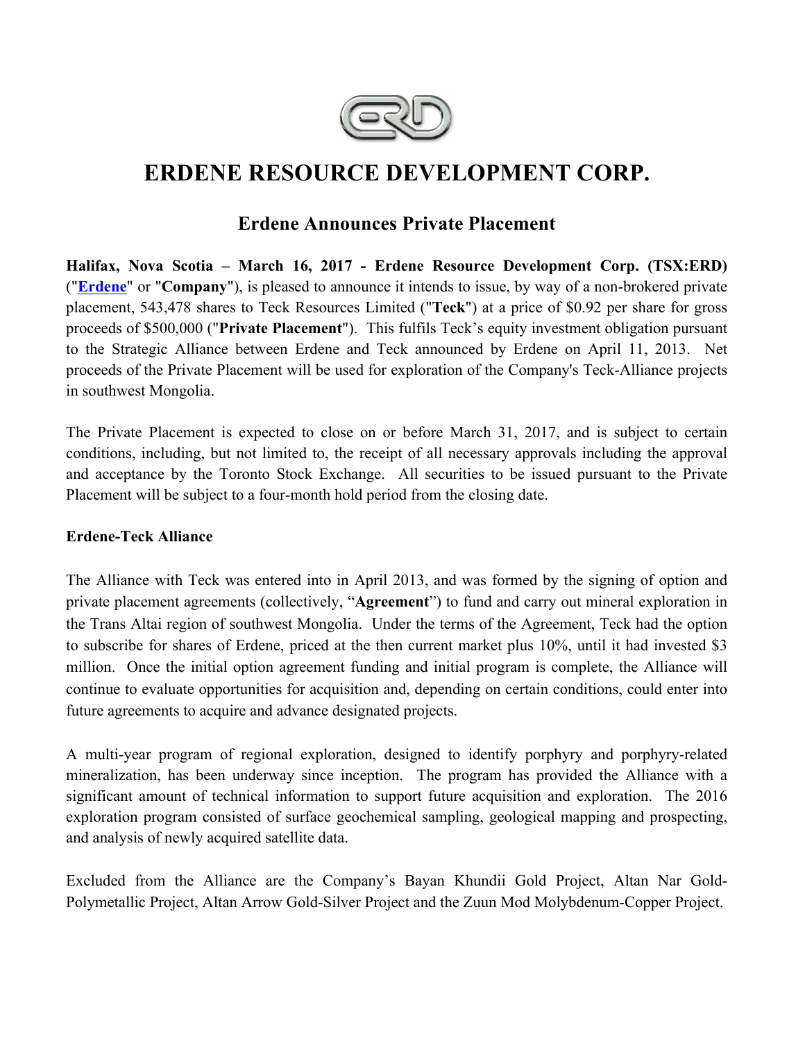# ERDENE RESOURCE DEVELOPMENT CORP.

## Erdene Announces Private Placement

**Halifax, Nova Scotia – March 16, 2017 - Erdene Resource Development Corp. (TSX:ERD)** ("**Erdene**" or "**Company**"), is pleased to announce it intends to issue, by way of a non-brokered private placement, 543,478 shares to Teck Resources Limited ("**Teck**") at a price of $0.92 per share for gross proceeds of $500,000 ("**Private Placement**"). This fulfils Teck's equity investment obligation pursuant to the Strategic Alliance between Erdene and Teck announced by Erdene on April 11, 2013. Net proceeds of the Private Placement will be used for exploration of the Company's Teck-Alliance projects in southwest Mongolia.

The Private Placement is expected to close on or before March 31, 2017, and is subject to certain conditions, including, but not limited to, the receipt of all necessary approvals including the approval and acceptance by the Toronto Stock Exchange. All securities to be issued pursuant to the Private Placement will be subject to a four-month hold period from the closing date.

**Erdene-Teck Alliance**

The Alliance with Teck was entered into in April 2013, and was formed by the signing of option and private placement agreements (collectively, "**Agreement**") to fund and carry out mineral exploration in the Trans Altai region of southwest Mongolia. Under the terms of the Agreement, Teck had the option to subscribe for shares of Erdene, priced at the then current market plus 10%, until it had invested $3 million. Once the initial option agreement funding and initial program is complete, the Alliance will continue to evaluate opportunities for acquisition and, depending on certain conditions, could enter into future agreements to acquire and advance designated projects.

A multi-year program of regional exploration, designed to identify porphyry and porphyry-related mineralization, has been underway since inception. The program has provided the Alliance with a significant amount of technical information to support future acquisition and exploration. The 2016 exploration program consisted of surface geochemical sampling, geological mapping and prospecting, and analysis of newly acquired satellite data.

Excluded from the Alliance are the Company's Bayan Khundii Gold Project, Altan Nar Gold-Polymetallic Project, Altan Arrow Gold-Silver Project and the Zuun Mod Molybdenum-Copper Project.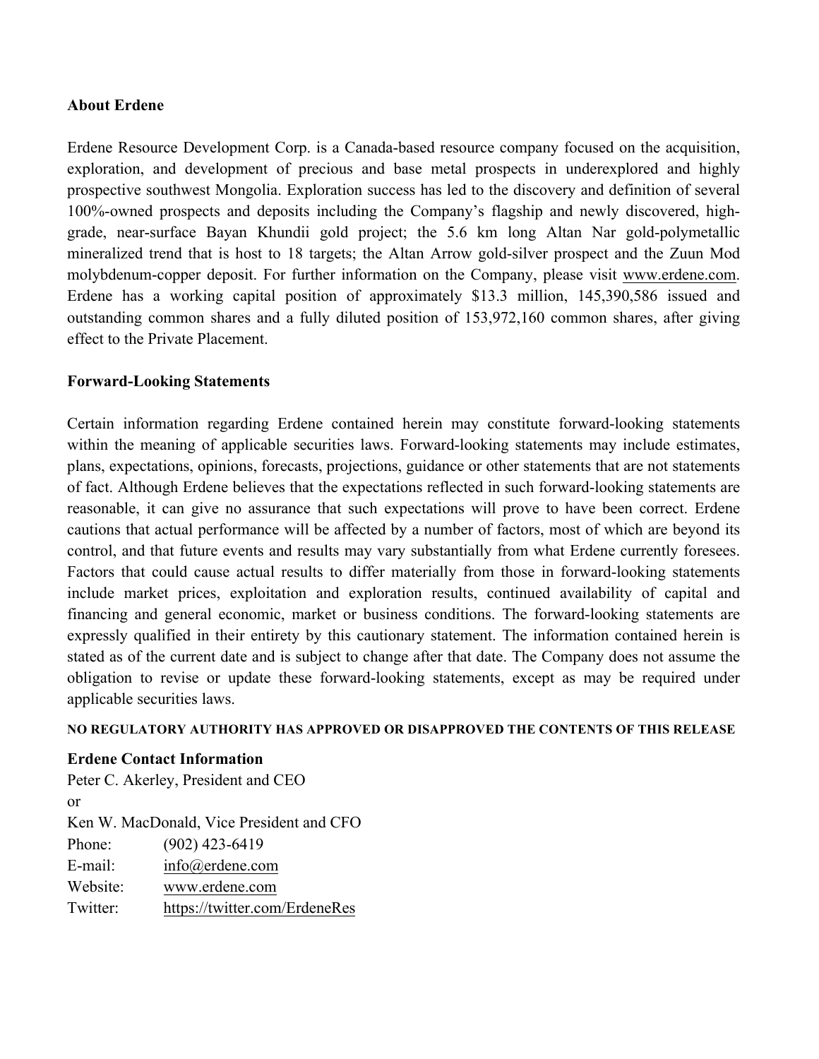## About Erdene

Erdene Resource Development Corp. is a Canada-based resource company focused on the acquisition, exploration, and development of precious and base metal prospects in underexplored and highly prospective southwest Mongolia. Exploration success has led to the discovery and definition of several 100%-owned prospects and deposits including the Company's flagship and newly discovered, high-grade, near-surface Bayan Khundii gold project; the 5.6 km long Altan Nar gold-polymetallic mineralized trend that is host to 18 targets; the Altan Arrow gold-silver prospect and the Zuun Mod molybdenum-copper deposit. For further information on the Company, please visit www.erdene.com. Erdene has a working capital position of approximately $13.3 million, 145,390,586 issued and outstanding common shares and a fully diluted position of 153,972,160 common shares, after giving effect to the Private Placement.

## Forward-Looking Statements

Certain information regarding Erdene contained herein may constitute forward-looking statements within the meaning of applicable securities laws. Forward-looking statements may include estimates, plans, expectations, opinions, forecasts, projections, guidance or other statements that are not statements of fact. Although Erdene believes that the expectations reflected in such forward-looking statements are reasonable, it can give no assurance that such expectations will prove to have been correct. Erdene cautions that actual performance will be affected by a number of factors, most of which are beyond its control, and that future events and results may vary substantially from what Erdene currently foresees. Factors that could cause actual results to differ materially from those in forward-looking statements include market prices, exploitation and exploration results, continued availability of capital and financing and general economic, market or business conditions. The forward-looking statements are expressly qualified in their entirety by this cautionary statement. The information contained herein is stated as of the current date and is subject to change after that date. The Company does not assume the obligation to revise or update these forward-looking statements, except as may be required under applicable securities laws.

**NO REGULATORY AUTHORITY HAS APPROVED OR DISAPPROVED THE CONTENTS OF THIS RELEASE**

**Erdene Contact Information**

Peter C. Akerley, President and CEO
or
Ken W. MacDonald, Vice President and CFO

| | |
|---|---|
| Phone: | (902) 423-6419 |
| E-mail: | info@erdene.com |
| Website: | www.erdene.com |
| Twitter: | https://twitter.com/ErdeneRes |